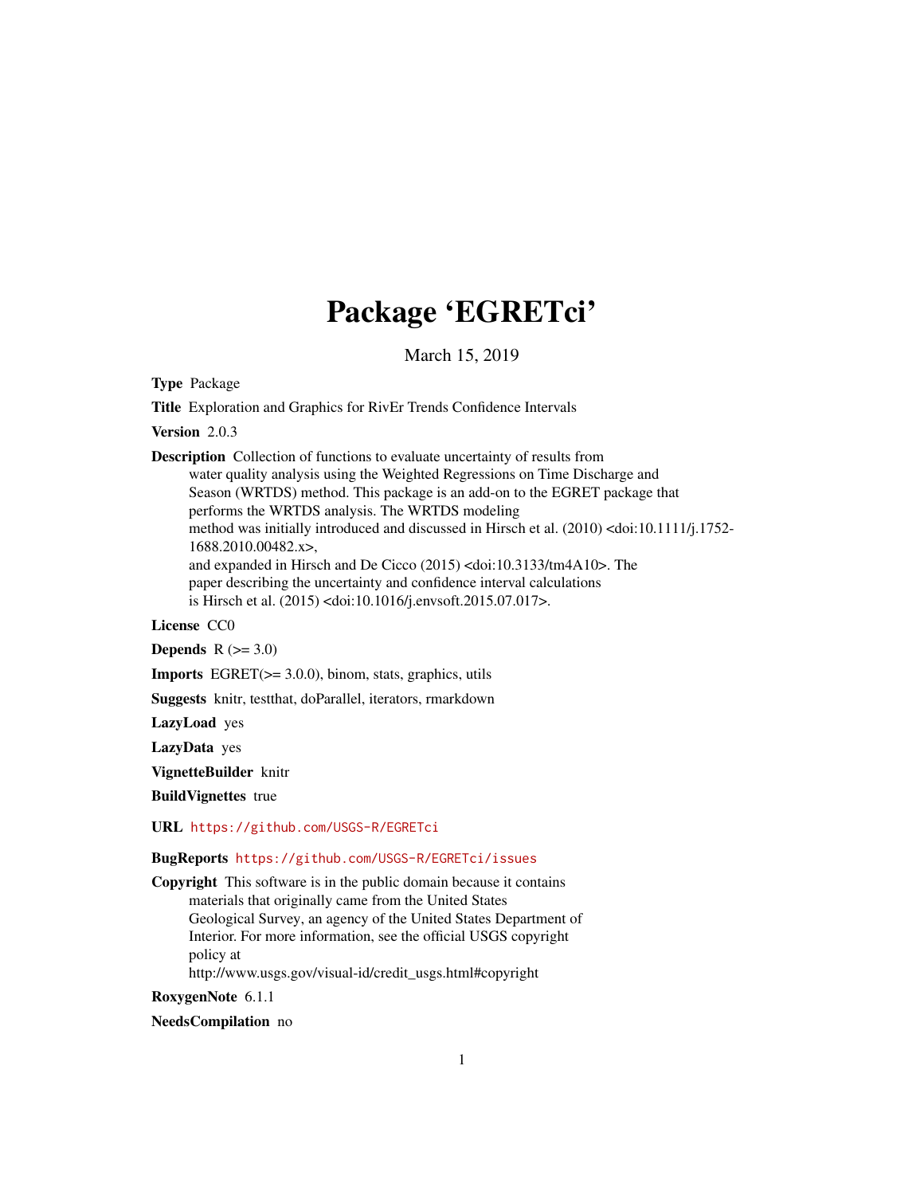# Package 'EGRETci'

March 15, 2019

**Type** Package

**Title** Exploration and Graphics for RivEr Trends Confidence Intervals

**Version** 2.0.3

**Description** Collection of functions to evaluate uncertainty of results from water quality analysis using the Weighted Regressions on Time Discharge and Season (WRTDS) method. This package is an add-on to the EGRET package that performs the WRTDS analysis. The WRTDS modeling method was initially introduced and discussed in Hirsch et al. (2010) <doi:10.1111/j.1752-1688.2010.00482.x>, and expanded in Hirsch and De Cicco (2015) <doi:10.3133/tm4A10>. The paper describing the uncertainty and confidence interval calculations is Hirsch et al. (2015) <doi:10.1016/j.envsoft.2015.07.017>.

**License** CC0

**Depends** R (>= 3.0)

**Imports** EGRET(>= 3.0.0), binom, stats, graphics, utils

**Suggests** knitr, testthat, doParallel, iterators, rmarkdown

**LazyLoad** yes

**LazyData** yes

**VignetteBuilder** knitr

**BuildVignettes** true

**URL** https://github.com/USGS-R/EGRETci

**BugReports** https://github.com/USGS-R/EGRETci/issues

**Copyright** This software is in the public domain because it contains materials that originally came from the United States Geological Survey, an agency of the United States Department of Interior. For more information, see the official USGS copyright policy at http://www.usgs.gov/visual-id/credit_usgs.html#copyright

**RoxygenNote** 6.1.1

**NeedsCompilation** no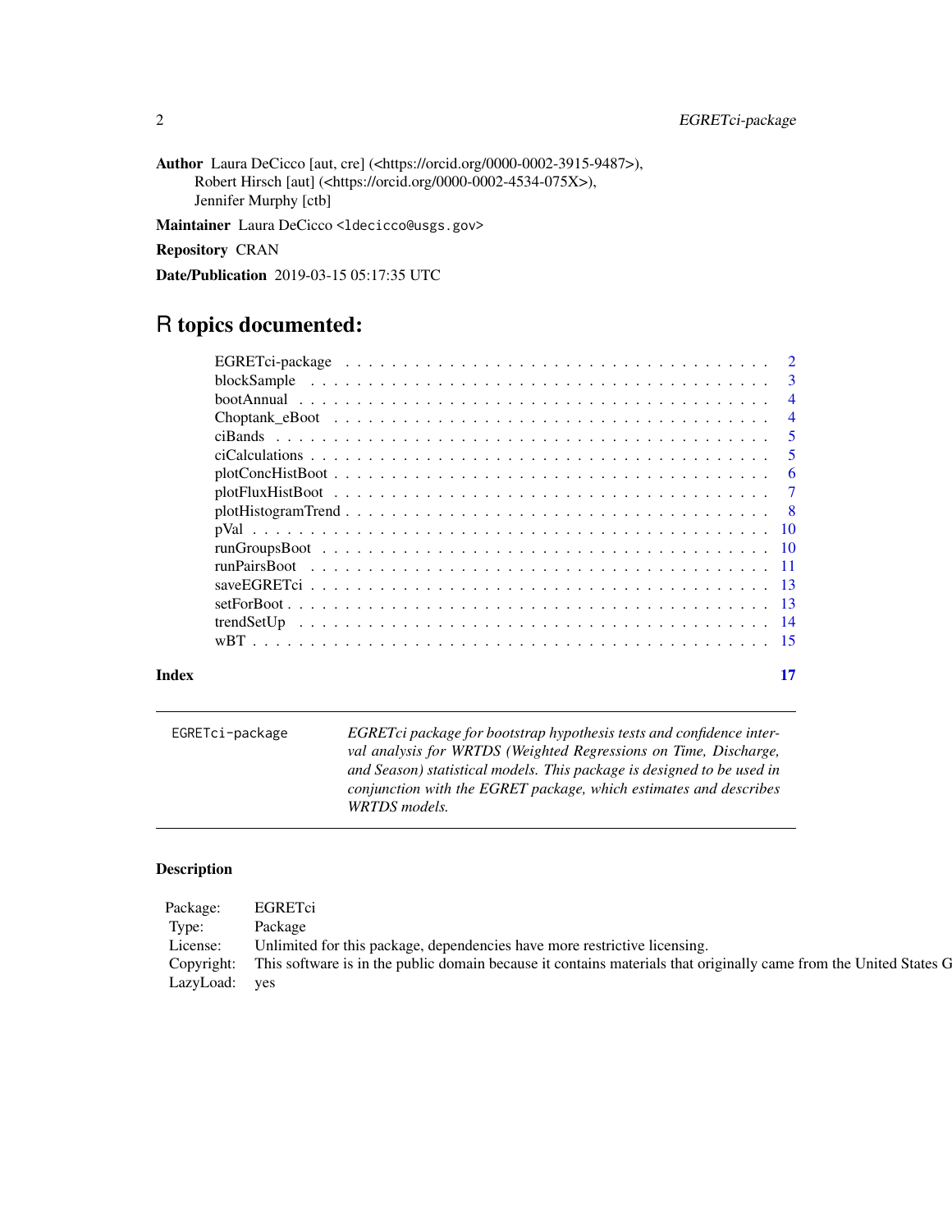**Author** Laura DeCicco [aut, cre] (<https://orcid.org/0000-0002-3915-9487>), Robert Hirsch [aut] (<https://orcid.org/0000-0002-4534-075X>), Jennifer Murphy [ctb]

**Maintainer** Laura DeCicco <ldecicco@usgs.gov>

**Repository** CRAN

**Date/Publication** 2019-03-15 05:17:35 UTC

# R topics documented:

- EGRETci-package . . . . . . . . . . . . . . . . . . . . . . . . . . . . . . . . . . . . . 2
- blockSample . . . . . . . . . . . . . . . . . . . . . . . . . . . . . . . . . . . . . . . 3
- bootAnnual . . . . . . . . . . . . . . . . . . . . . . . . . . . . . . . . . . . . . . . . 4
- Choptank_eBoot . . . . . . . . . . . . . . . . . . . . . . . . . . . . . . . . . . . . . 4
- ciBands . . . . . . . . . . . . . . . . . . . . . . . . . . . . . . . . . . . . . . . . . 5
- ciCalculations . . . . . . . . . . . . . . . . . . . . . . . . . . . . . . . . . . . . . . 5
- plotConcHistBoot . . . . . . . . . . . . . . . . . . . . . . . . . . . . . . . . . . . . 6
- plotFluxHistBoot . . . . . . . . . . . . . . . . . . . . . . . . . . . . . . . . . . . . 7
- plotHistogramTrend . . . . . . . . . . . . . . . . . . . . . . . . . . . . . . . . . . . 8
- pVal . . . . . . . . . . . . . . . . . . . . . . . . . . . . . . . . . . . . . . . . . . . 10
- runGroupsBoot . . . . . . . . . . . . . . . . . . . . . . . . . . . . . . . . . . . . . 10
- runPairsBoot . . . . . . . . . . . . . . . . . . . . . . . . . . . . . . . . . . . . . . 11
- saveEGRETci . . . . . . . . . . . . . . . . . . . . . . . . . . . . . . . . . . . . . . 13
- setForBoot . . . . . . . . . . . . . . . . . . . . . . . . . . . . . . . . . . . . . . . 13
- trendSetUp . . . . . . . . . . . . . . . . . . . . . . . . . . . . . . . . . . . . . . . 14
- wBT . . . . . . . . . . . . . . . . . . . . . . . . . . . . . . . . . . . . . . . . . . . 15

**Index** 17

---

`EGRETci-package` *EGRETci package for bootstrap hypothesis tests and confidence interval analysis for WRTDS (Weighted Regressions on Time, Discharge, and Season) statistical models. This package is designed to be used in conjunction with the EGRET package, which estimates and describes WRTDS models.*

---

### Description

| | |
|---|---|
| Package: | EGRETci |
| Type: | Package |
| License: | Unlimited for this package, dependencies have more restrictive licensing. |
| Copyright: | This software is in the public domain because it contains materials that originally came from the United States G |
| LazyLoad: | yes |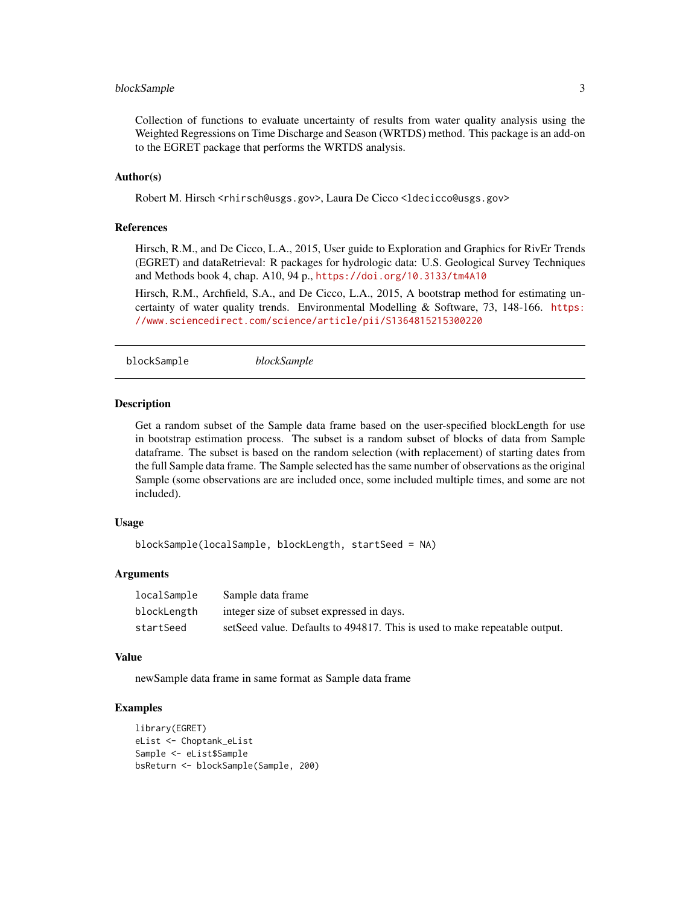Collection of functions to evaluate uncertainty of results from water quality analysis using the Weighted Regressions on Time Discharge and Season (WRTDS) method. This package is an add-on to the EGRET package that performs the WRTDS analysis.

### Author(s)

Robert M. Hirsch <rhirsch@usgs.gov>, Laura De Cicco <ldecicco@usgs.gov>

### References

Hirsch, R.M., and De Cicco, L.A., 2015, User guide to Exploration and Graphics for RivEr Trends (EGRET) and dataRetrieval: R packages for hydrologic data: U.S. Geological Survey Techniques and Methods book 4, chap. A10, 94 p., https://doi.org/10.3133/tm4A10

Hirsch, R.M., Archfield, S.A., and De Cicco, L.A., 2015, A bootstrap method for estimating uncertainty of water quality trends. Environmental Modelling & Software, 73, 148-166. https://www.sciencedirect.com/science/article/pii/S1364815215300220

---

## blockSample *blockSample*

---

### Description

Get a random subset of the Sample data frame based on the user-specified blockLength for use in bootstrap estimation process. The subset is a random subset of blocks of data from Sample dataframe. The subset is based on the random selection (with replacement) of starting dates from the full Sample data frame. The Sample selected has the same number of observations as the original Sample (some observations are are included once, some included multiple times, and some are not included).

### Usage

```
blockSample(localSample, blockLength, startSeed = NA)
```

### Arguments

| | |
|---|---|
| `localSample` | Sample data frame |
| `blockLength` | integer size of subset expressed in days. |
| `startSeed` | setSeed value. Defaults to 494817. This is used to make repeatable output. |

### Value

newSample data frame in same format as Sample data frame

### Examples

```
library(EGRET)
eList <- Choptank_eList
Sample <- eList$Sample
bsReturn <- blockSample(Sample, 200)
```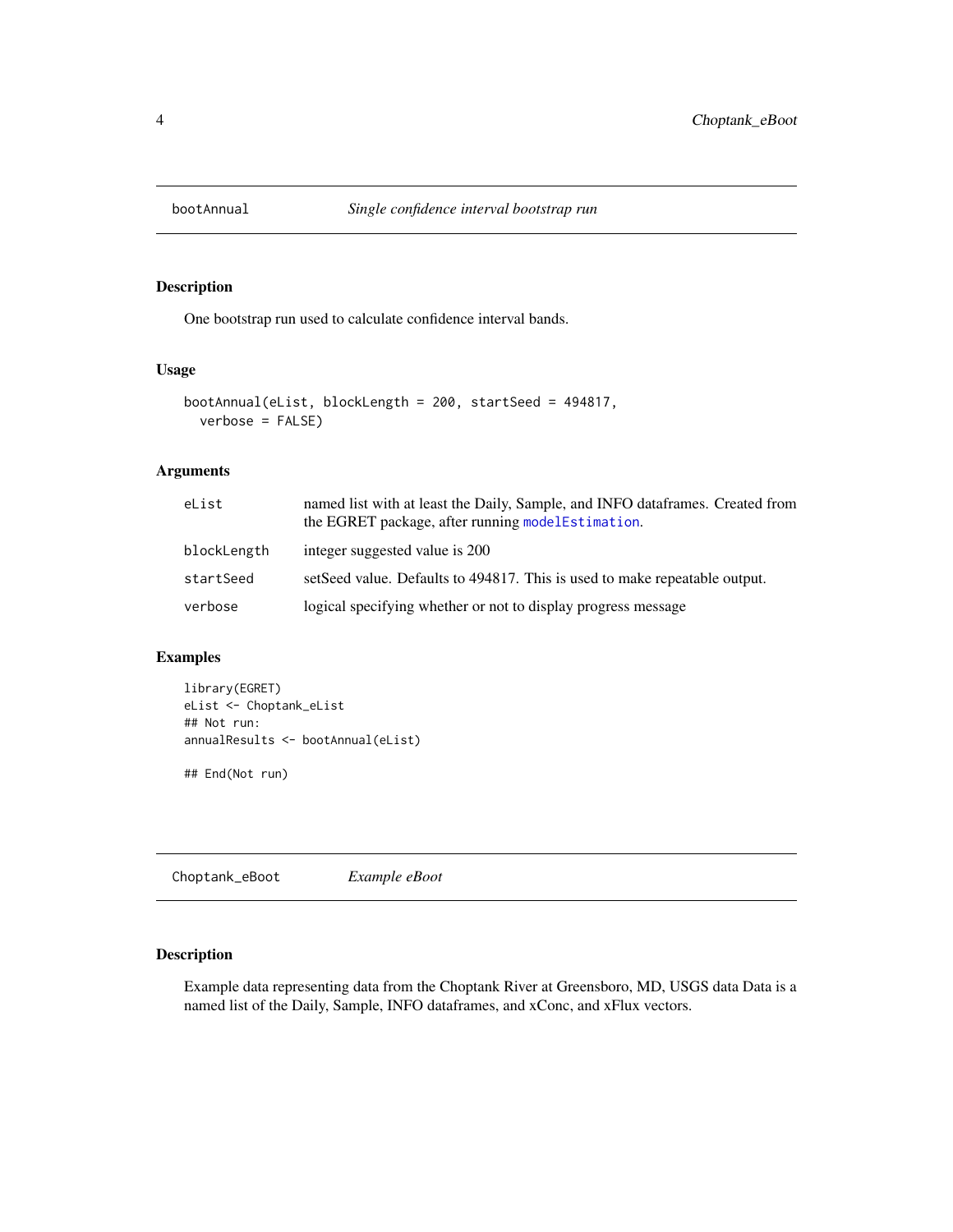## bootAnnual — *Single confidence interval bootstrap run*

### Description

One bootstrap run used to calculate confidence interval bands.

### Usage

```
bootAnnual(eList, blockLength = 200, startSeed = 494817,
  verbose = FALSE)
```

### Arguments

| | |
|---|---|
| eList | named list with at least the Daily, Sample, and INFO dataframes. Created from the EGRET package, after running modelEstimation. |
| blockLength | integer suggested value is 200 |
| startSeed | setSeed value. Defaults to 494817. This is used to make repeatable output. |
| verbose | logical specifying whether or not to display progress message |

### Examples

```
library(EGRET)
eList <- Choptank_eList
## Not run:
annualResults <- bootAnnual(eList)

## End(Not run)
```

## Choptank_eBoot — *Example eBoot*

### Description

Example data representing data from the Choptank River at Greensboro, MD, USGS data Data is a named list of the Daily, Sample, INFO dataframes, and xConc, and xFlux vectors.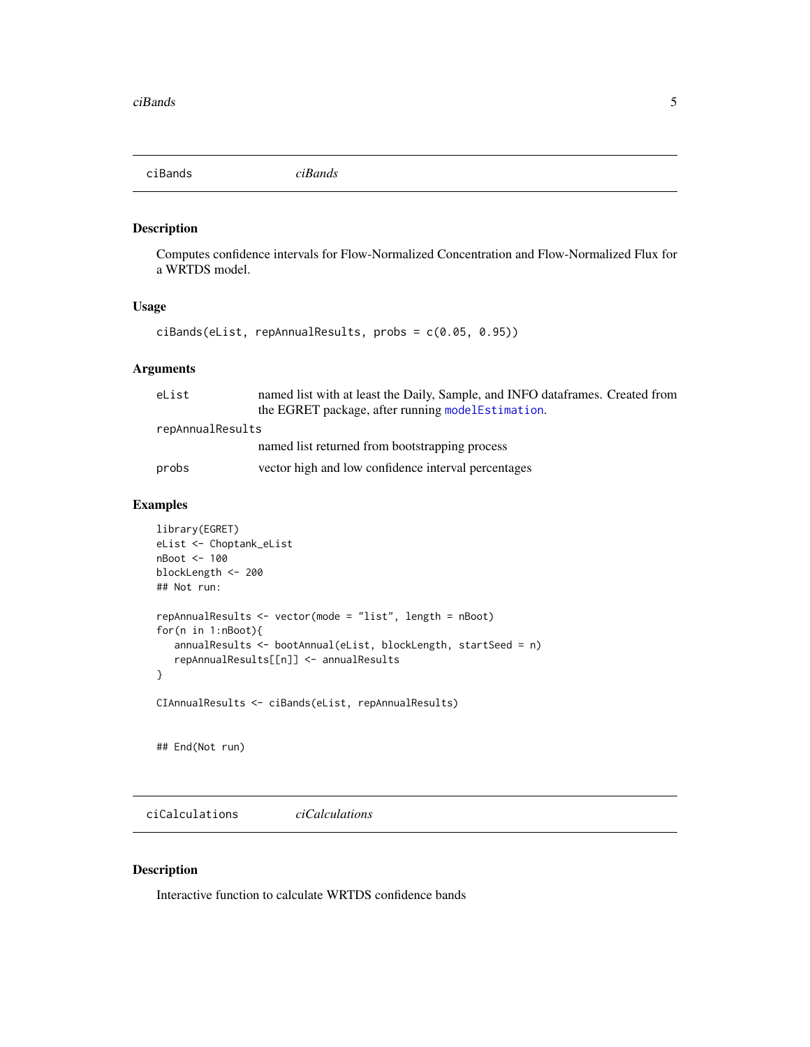## ciBands *ciBands*

### Description

Computes confidence intervals for Flow-Normalized Concentration and Flow-Normalized Flux for a WRTDS model.

### Usage

```
ciBands(eList, repAnnualResults, probs = c(0.05, 0.95))
```

### Arguments

| | |
|---|---|
| eList | named list with at least the Daily, Sample, and INFO dataframes. Created from the EGRET package, after running modelEstimation. |
| repAnnualResults | named list returned from bootstrapping process |
| probs | vector high and low confidence interval percentages |

### Examples

```
library(EGRET)
eList <- Choptank_eList
nBoot <- 100
blockLength <- 200
## Not run:

repAnnualResults <- vector(mode = "list", length = nBoot)
for(n in 1:nBoot){
   annualResults <- bootAnnual(eList, blockLength, startSeed = n)
   repAnnualResults[[n]] <- annualResults
}

CIAnnualResults <- ciBands(eList, repAnnualResults)


## End(Not run)
```

## ciCalculations *ciCalculations*

### Description

Interactive function to calculate WRTDS confidence bands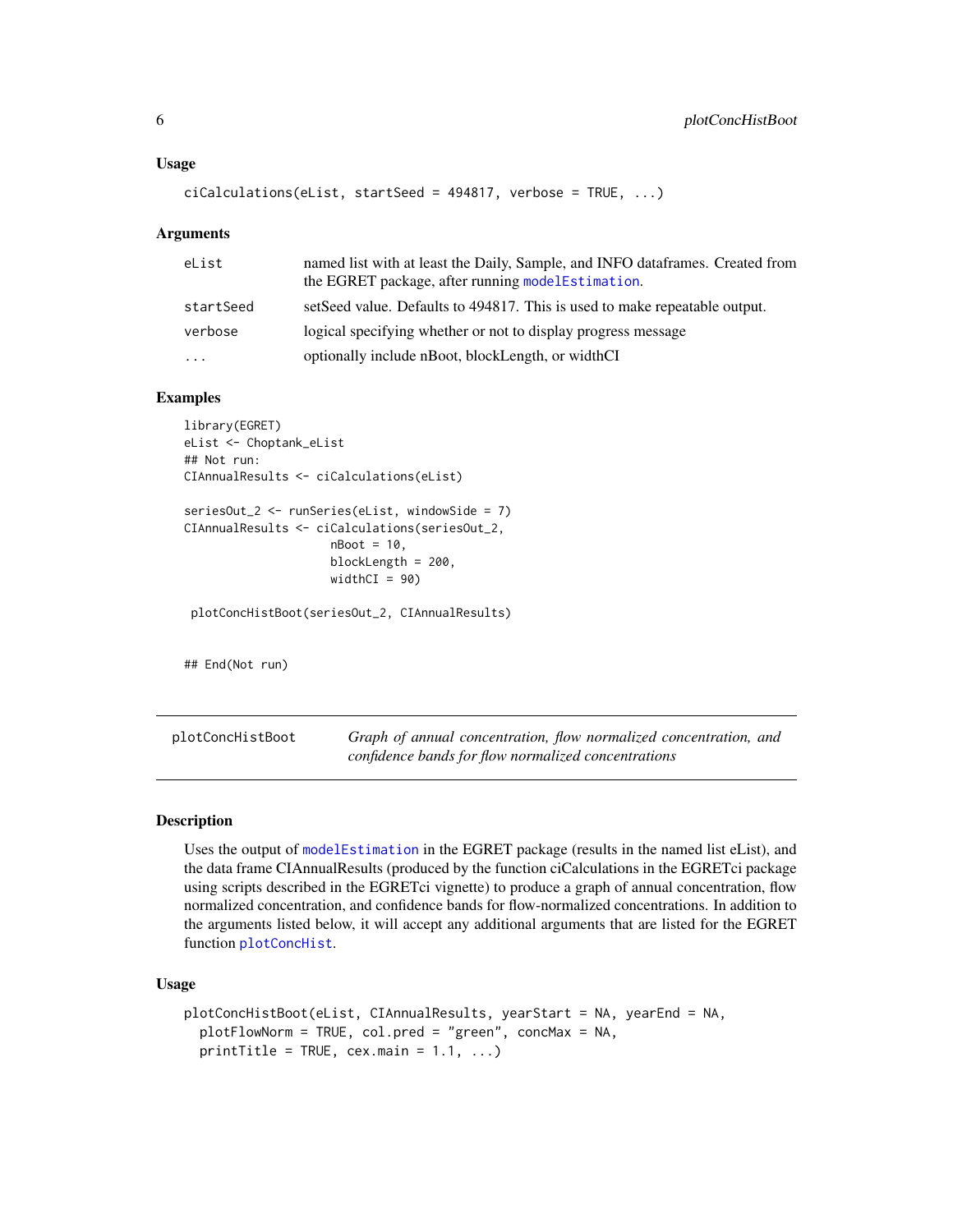### Usage

```
ciCalculations(eList, startSeed = 494817, verbose = TRUE, ...)
```

### Arguments

| | |
|---|---|
| eList | named list with at least the Daily, Sample, and INFO dataframes. Created from the EGRET package, after running modelEstimation. |
| startSeed | setSeed value. Defaults to 494817. This is used to make repeatable output. |
| verbose | logical specifying whether or not to display progress message |
| ... | optionally include nBoot, blockLength, or widthCI |

### Examples

```
library(EGRET)
eList <- Choptank_eList
## Not run:
CIAnnualResults <- ciCalculations(eList)

seriesOut_2 <- runSeries(eList, windowSide = 7)
CIAnnualResults <- ciCalculations(seriesOut_2,
                    nBoot = 10,
                    blockLength = 200,
                    widthCI = 90)

 plotConcHistBoot(seriesOut_2, CIAnnualResults)


## End(Not run)
```

---

## plotConcHistBoot

*Graph of annual concentration, flow normalized concentration, and confidence bands for flow normalized concentrations*

### Description

Uses the output of modelEstimation in the EGRET package (results in the named list eList), and the data frame CIAnnualResults (produced by the function ciCalculations in the EGRETci package using scripts described in the EGRETci vignette) to produce a graph of annual concentration, flow normalized concentration, and confidence bands for flow-normalized concentrations. In addition to the arguments listed below, it will accept any additional arguments that are listed for the EGRET function plotConcHist.

### Usage

```
plotConcHistBoot(eList, CIAnnualResults, yearStart = NA, yearEnd = NA,
  plotFlowNorm = TRUE, col.pred = "green", concMax = NA,
  printTitle = TRUE, cex.main = 1.1, ...)
```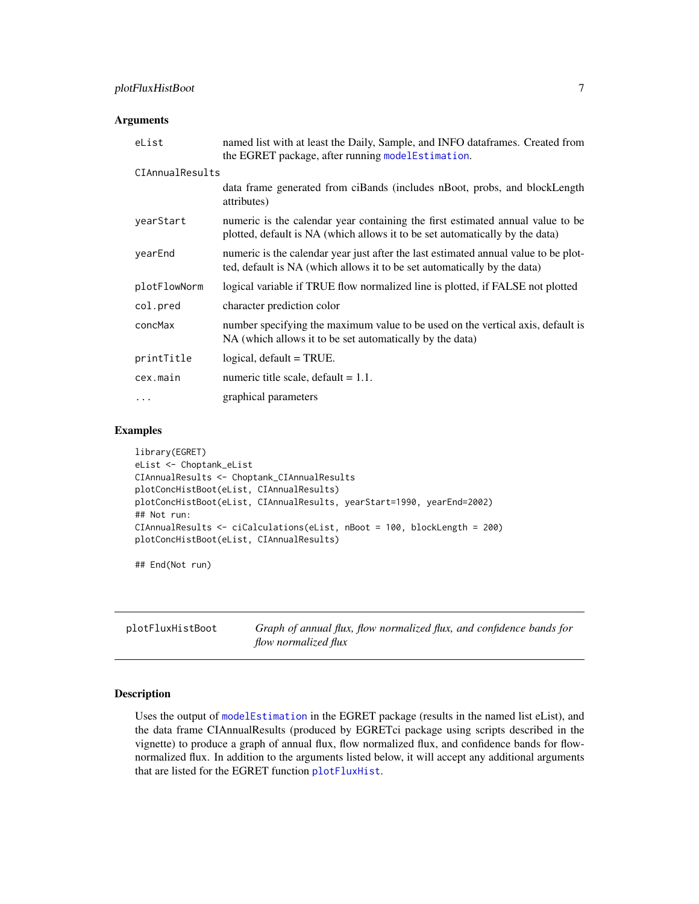### Arguments

| | |
|---|---|
| eList | named list with at least the Daily, Sample, and INFO dataframes. Created from the EGRET package, after running modelEstimation. |
| CIAnnualResults | data frame generated from ciBands (includes nBoot, probs, and blockLength attributes) |
| yearStart | numeric is the calendar year containing the first estimated annual value to be plotted, default is NA (which allows it to be set automatically by the data) |
| yearEnd | numeric is the calendar year just after the last estimated annual value to be plotted, default is NA (which allows it to be set automatically by the data) |
| plotFlowNorm | logical variable if TRUE flow normalized line is plotted, if FALSE not plotted |
| col.pred | character prediction color |
| concMax | number specifying the maximum value to be used on the vertical axis, default is NA (which allows it to be set automatically by the data) |
| printTitle | logical, default = TRUE. |
| cex.main | numeric title scale, default = 1.1. |
| ... | graphical parameters |

### Examples

```
library(EGRET)
eList <- Choptank_eList
CIAnnualResults <- Choptank_CIAnnualResults
plotConcHistBoot(eList, CIAnnualResults)
plotConcHistBoot(eList, CIAnnualResults, yearStart=1990, yearEnd=2002)
## Not run:
CIAnnualResults <- ciCalculations(eList, nBoot = 100, blockLength = 200)
plotConcHistBoot(eList, CIAnnualResults)

## End(Not run)
```

## plotFluxHistBoot — *Graph of annual flux, flow normalized flux, and confidence bands for flow normalized flux*

### Description

Uses the output of modelEstimation in the EGRET package (results in the named list eList), and the data frame CIAnnualResults (produced by EGRETci package using scripts described in the vignette) to produce a graph of annual flux, flow normalized flux, and confidence bands for flow-normalized flux. In addition to the arguments listed below, it will accept any additional arguments that are listed for the EGRET function plotFluxHist.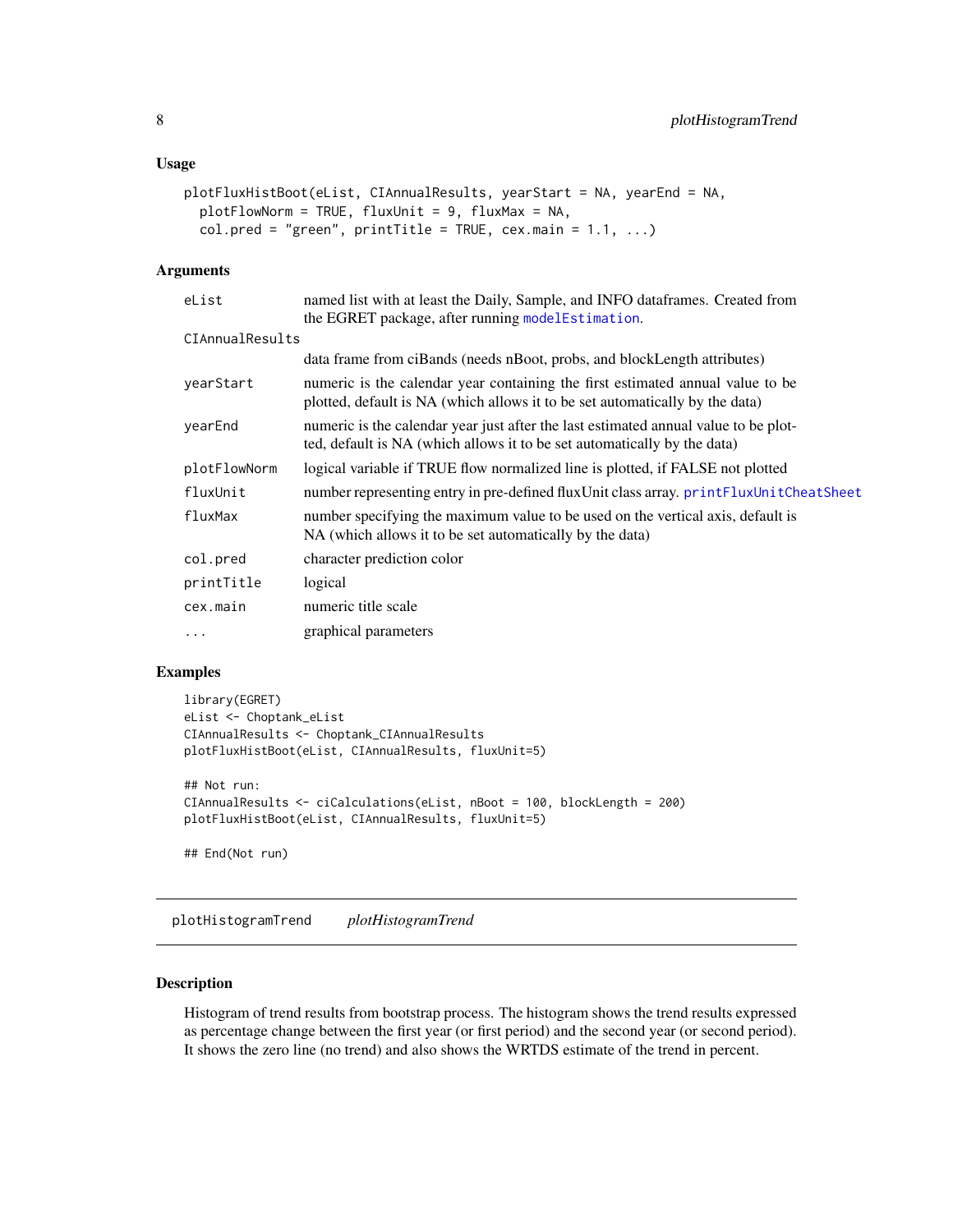### Usage

```
plotFluxHistBoot(eList, CIAnnualResults, yearStart = NA, yearEnd = NA,
  plotFlowNorm = TRUE, fluxUnit = 9, fluxMax = NA,
  col.pred = "green", printTitle = TRUE, cex.main = 1.1, ...)
```

### Arguments

| | |
|---|---|
| eList | named list with at least the Daily, Sample, and INFO dataframes. Created from the EGRET package, after running modelEstimation. |
| CIAnnualResults | data frame from ciBands (needs nBoot, probs, and blockLength attributes) |
| yearStart | numeric is the calendar year containing the first estimated annual value to be plotted, default is NA (which allows it to be set automatically by the data) |
| yearEnd | numeric is the calendar year just after the last estimated annual value to be plotted, default is NA (which allows it to be set automatically by the data) |
| plotFlowNorm | logical variable if TRUE flow normalized line is plotted, if FALSE not plotted |
| fluxUnit | number representing entry in pre-defined fluxUnit class array. printFluxUnitCheatSheet |
| fluxMax | number specifying the maximum value to be used on the vertical axis, default is NA (which allows it to be set automatically by the data) |
| col.pred | character prediction color |
| printTitle | logical |
| cex.main | numeric title scale |
| ... | graphical parameters |

### Examples

```
library(EGRET)
eList <- Choptank_eList
CIAnnualResults <- Choptank_CIAnnualResults
plotFluxHistBoot(eList, CIAnnualResults, fluxUnit=5)

## Not run:
CIAnnualResults <- ciCalculations(eList, nBoot = 100, blockLength = 200)
plotFluxHistBoot(eList, CIAnnualResults, fluxUnit=5)

## End(Not run)
```

---

## plotHistogramTrend *plotHistogramTrend*

### Description

Histogram of trend results from bootstrap process. The histogram shows the trend results expressed as percentage change between the first year (or first period) and the second year (or second period). It shows the zero line (no trend) and also shows the WRTDS estimate of the trend in percent.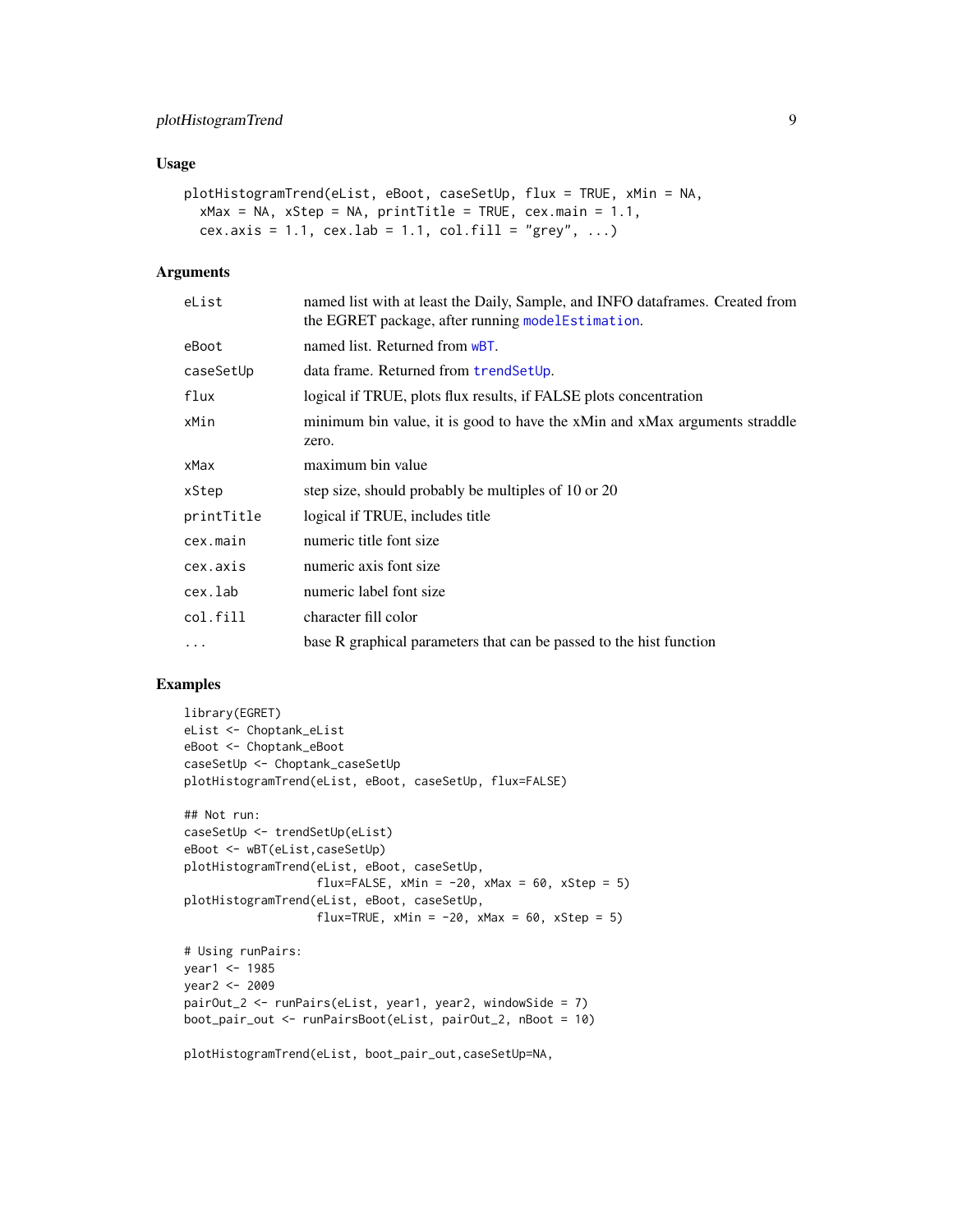## Usage

```
plotHistogramTrend(eList, eBoot, caseSetUp, flux = TRUE, xMin = NA,
  xMax = NA, xStep = NA, printTitle = TRUE, cex.main = 1.1,
  cex.axis = 1.1, cex.lab = 1.1, col.fill = "grey", ...)
```

## Arguments

| | |
|---|---|
| eList | named list with at least the Daily, Sample, and INFO dataframes. Created from the EGRET package, after running modelEstimation. |
| eBoot | named list. Returned from wBT. |
| caseSetUp | data frame. Returned from trendSetUp. |
| flux | logical if TRUE, plots flux results, if FALSE plots concentration |
| xMin | minimum bin value, it is good to have the xMin and xMax arguments straddle zero. |
| xMax | maximum bin value |
| xStep | step size, should probably be multiples of 10 or 20 |
| printTitle | logical if TRUE, includes title |
| cex.main | numeric title font size |
| cex.axis | numeric axis font size |
| cex.lab | numeric label font size |
| col.fill | character fill color |
| ... | base R graphical parameters that can be passed to the hist function |

## Examples

```
library(EGRET)
eList <- Choptank_eList
eBoot <- Choptank_eBoot
caseSetUp <- Choptank_caseSetUp
plotHistogramTrend(eList, eBoot, caseSetUp, flux=FALSE)

## Not run:
caseSetUp <- trendSetUp(eList)
eBoot <- wBT(eList,caseSetUp)
plotHistogramTrend(eList, eBoot, caseSetUp,
                   flux=FALSE, xMin = -20, xMax = 60, xStep = 5)
plotHistogramTrend(eList, eBoot, caseSetUp,
                   flux=TRUE, xMin = -20, xMax = 60, xStep = 5)

# Using runPairs:
year1 <- 1985
year2 <- 2009
pairOut_2 <- runPairs(eList, year1, year2, windowSide = 7)
boot_pair_out <- runPairsBoot(eList, pairOut_2, nBoot = 10)

plotHistogramTrend(eList, boot_pair_out,caseSetUp=NA,
```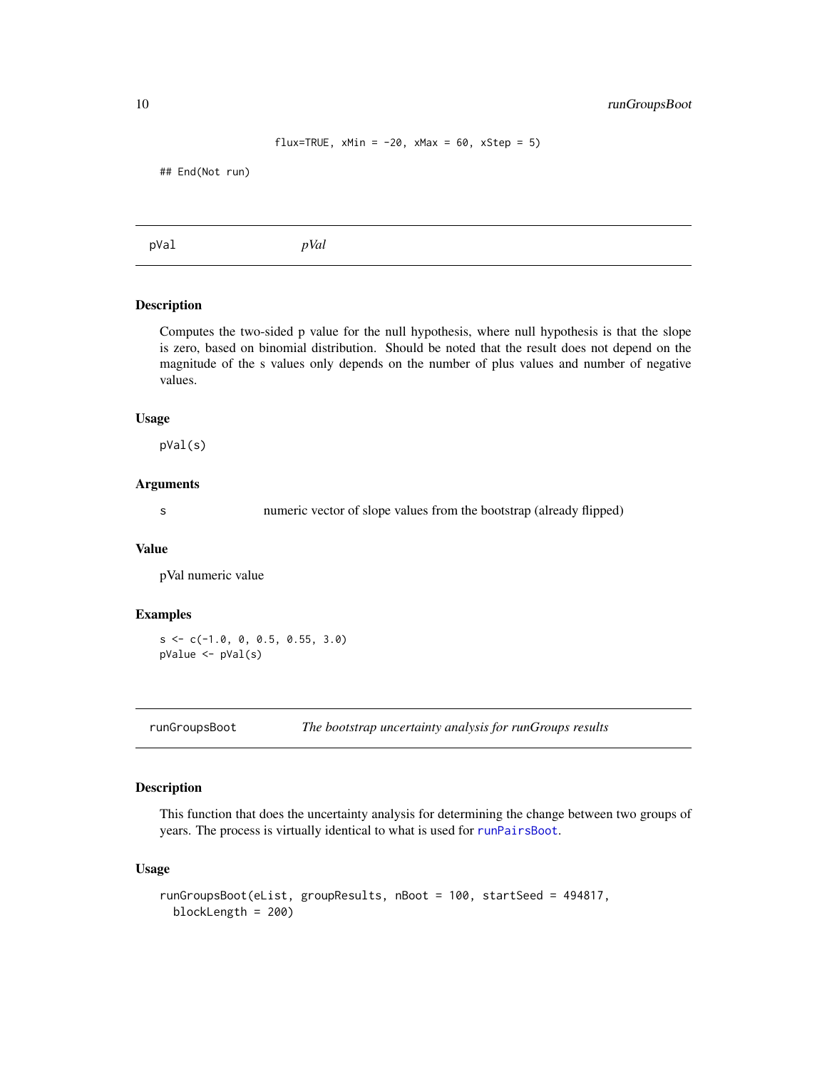```
                  flux=TRUE, xMin = -20, xMax = 60, xStep = 5)

## End(Not run)
```

## pVal *pVal*

### Description

Computes the two-sided p value for the null hypothesis, where null hypothesis is that the slope is zero, based on binomial distribution. Should be noted that the result does not depend on the magnitude of the s values only depends on the number of plus values and number of negative values.

### Usage

```
pVal(s)
```

### Arguments

| | |
|---|---|
| s | numeric vector of slope values from the bootstrap (already flipped) |

### Value

pVal numeric value

### Examples

```
s <- c(-1.0, 0, 0.5, 0.55, 3.0)
pValue <- pVal(s)
```

## runGroupsBoot *The bootstrap uncertainty analysis for runGroups results*

### Description

This function that does the uncertainty analysis for determining the change between two groups of years. The process is virtually identical to what is used for runPairsBoot.

### Usage

```
runGroupsBoot(eList, groupResults, nBoot = 100, startSeed = 494817,
  blockLength = 200)
```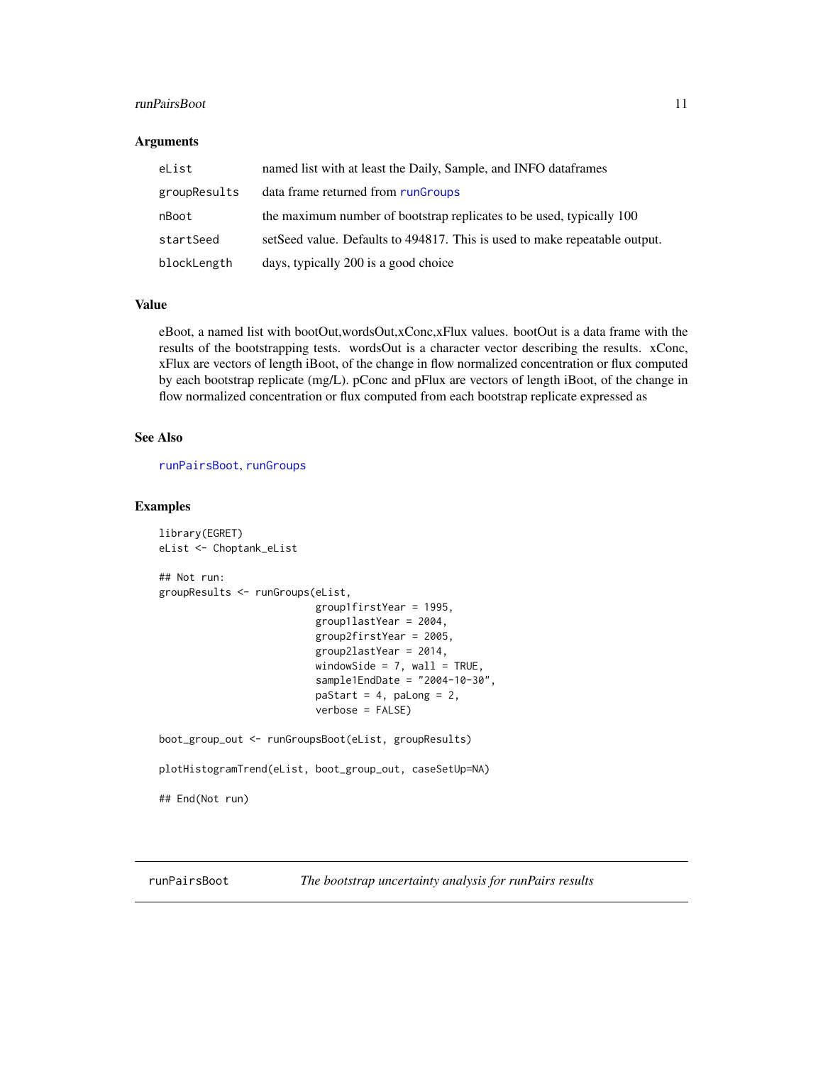### Arguments

| | |
|---|---|
| eList | named list with at least the Daily, Sample, and INFO dataframes |
| groupResults | data frame returned from runGroups |
| nBoot | the maximum number of bootstrap replicates to be used, typically 100 |
| startSeed | setSeed value. Defaults to 494817. This is used to make repeatable output. |
| blockLength | days, typically 200 is a good choice |

### Value

eBoot, a named list with bootOut,wordsOut,xConc,xFlux values. bootOut is a data frame with the results of the bootstrapping tests. wordsOut is a character vector describing the results. xConc, xFlux are vectors of length iBoot, of the change in flow normalized concentration or flux computed by each bootstrap replicate (mg/L). pConc and pFlux are vectors of length iBoot, of the change in flow normalized concentration or flux computed from each bootstrap replicate expressed as

### See Also

runPairsBoot, runGroups

### Examples

```
library(EGRET)
eList <- Choptank_eList

## Not run:
groupResults <- runGroups(eList,
                          group1firstYear = 1995,
                          group1lastYear = 2004,
                          group2firstYear = 2005,
                          group2lastYear = 2014,
                          windowSide = 7, wall = TRUE,
                          sample1EndDate = "2004-10-30",
                          paStart = 4, paLong = 2,
                          verbose = FALSE)

boot_group_out <- runGroupsBoot(eList, groupResults)

plotHistogramTrend(eList, boot_group_out, caseSetUp=NA)

## End(Not run)
```

---

## runPairsBoot *The bootstrap uncertainty analysis for runPairs results*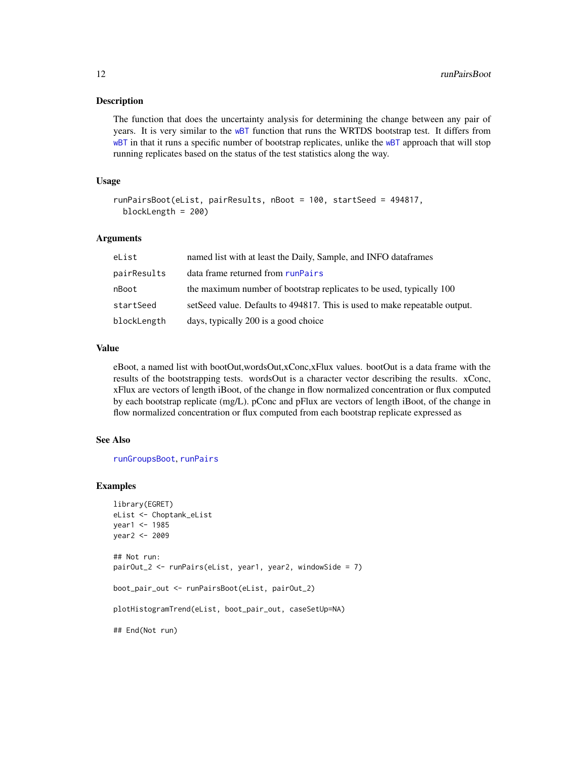## Description

The function that does the uncertainty analysis for determining the change between any pair of years. It is very similar to the wBT function that runs the WRTDS bootstrap test. It differs from wBT in that it runs a specific number of bootstrap replicates, unlike the wBT approach that will stop running replicates based on the status of the test statistics along the way.

## Usage

```
runPairsBoot(eList, pairResults, nBoot = 100, startSeed = 494817,
  blockLength = 200)
```

## Arguments

| | |
|---|---|
| eList | named list with at least the Daily, Sample, and INFO dataframes |
| pairResults | data frame returned from runPairs |
| nBoot | the maximum number of bootstrap replicates to be used, typically 100 |
| startSeed | setSeed value. Defaults to 494817. This is used to make repeatable output. |
| blockLength | days, typically 200 is a good choice |

## Value

eBoot, a named list with bootOut,wordsOut,xConc,xFlux values. bootOut is a data frame with the results of the bootstrapping tests. wordsOut is a character vector describing the results. xConc, xFlux are vectors of length iBoot, of the change in flow normalized concentration or flux computed by each bootstrap replicate (mg/L). pConc and pFlux are vectors of length iBoot, of the change in flow normalized concentration or flux computed from each bootstrap replicate expressed as

## See Also

runGroupsBoot, runPairs

## Examples

```
library(EGRET)
eList <- Choptank_eList
year1 <- 1985
year2 <- 2009

## Not run:
pairOut_2 <- runPairs(eList, year1, year2, windowSide = 7)

boot_pair_out <- runPairsBoot(eList, pairOut_2)

plotHistogramTrend(eList, boot_pair_out, caseSetUp=NA)

## End(Not run)
```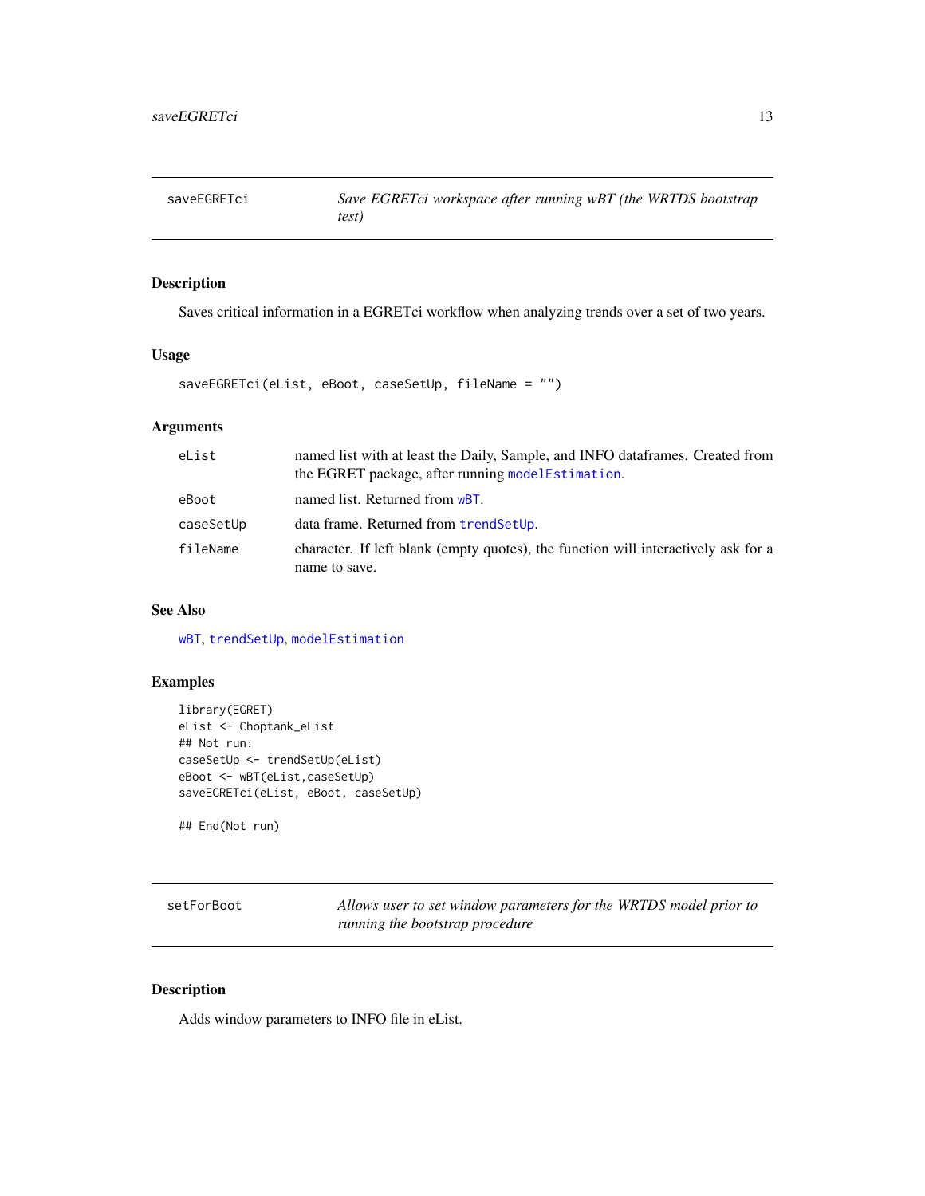## saveEGRETci — *Save EGRETci workspace after running wBT (the WRTDS bootstrap test)*

### Description

Saves critical information in a EGRETci workflow when analyzing trends over a set of two years.

### Usage

```
saveEGRETci(eList, eBoot, caseSetUp, fileName = "")
```

### Arguments

| | |
|---|---|
| eList | named list with at least the Daily, Sample, and INFO dataframes. Created from the EGRET package, after running modelEstimation. |
| eBoot | named list. Returned from wBT. |
| caseSetUp | data frame. Returned from trendSetUp. |
| fileName | character. If left blank (empty quotes), the function will interactively ask for a name to save. |

### See Also

wBT, trendSetUp, modelEstimation

### Examples

```
library(EGRET)
eList <- Choptank_eList
## Not run:
caseSetUp <- trendSetUp(eList)
eBoot <- wBT(eList,caseSetUp)
saveEGRETci(eList, eBoot, caseSetUp)

## End(Not run)
```

## setForBoot — *Allows user to set window parameters for the WRTDS model prior to running the bootstrap procedure*

### Description

Adds window parameters to INFO file in eList.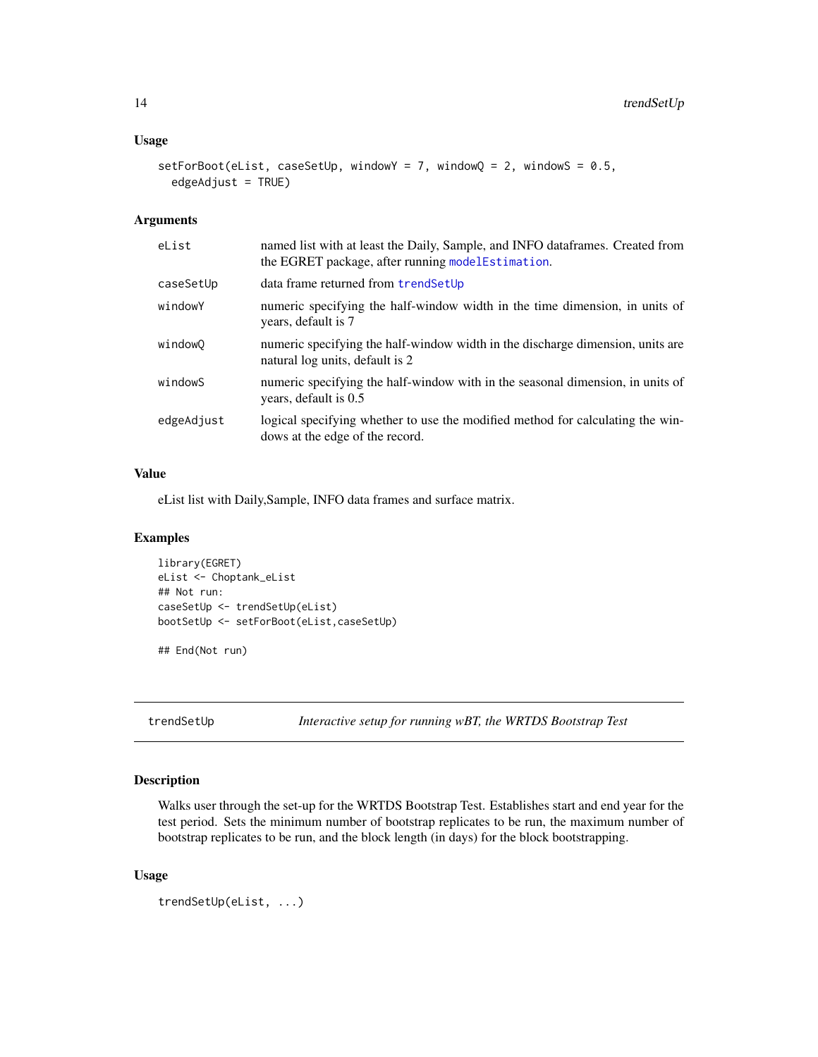### Usage

```
setForBoot(eList, caseSetUp, windowY = 7, windowQ = 2, windowS = 0.5,
  edgeAdjust = TRUE)
```

### Arguments

| | |
|---|---|
| eList | named list with at least the Daily, Sample, and INFO dataframes. Created from the EGRET package, after running modelEstimation. |
| caseSetUp | data frame returned from trendSetUp |
| windowY | numeric specifying the half-window width in the time dimension, in units of years, default is 7 |
| windowQ | numeric specifying the half-window width in the discharge dimension, units are natural log units, default is 2 |
| windowS | numeric specifying the half-window with in the seasonal dimension, in units of years, default is 0.5 |
| edgeAdjust | logical specifying whether to use the modified method for calculating the windows at the edge of the record. |

### Value

eList list with Daily,Sample, INFO data frames and surface matrix.

### Examples

```
library(EGRET)
eList <- Choptank_eList
## Not run:
caseSetUp <- trendSetUp(eList)
bootSetUp <- setForBoot(eList,caseSetUp)

## End(Not run)
```

---

## trendSetUp — *Interactive setup for running wBT, the WRTDS Bootstrap Test*

### Description

Walks user through the set-up for the WRTDS Bootstrap Test. Establishes start and end year for the test period. Sets the minimum number of bootstrap replicates to be run, the maximum number of bootstrap replicates to be run, and the block length (in days) for the block bootstrapping.

### Usage

```
trendSetUp(eList, ...)
```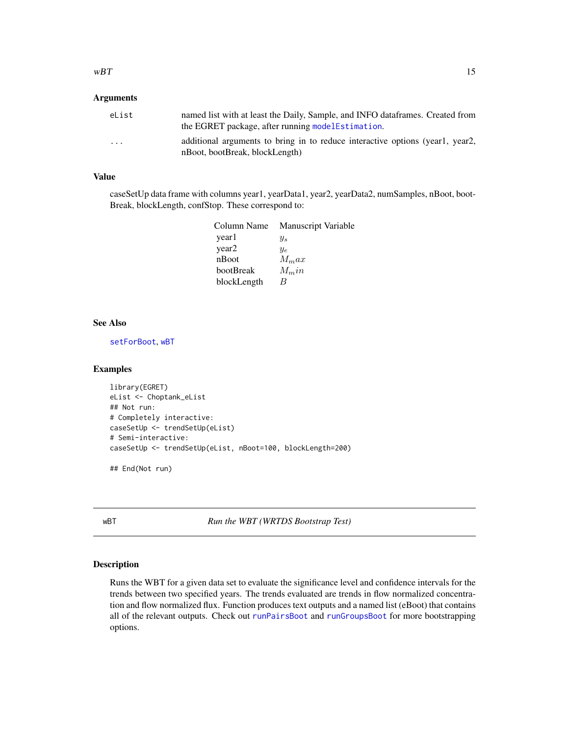## Arguments

| | |
|---|---|
| eList | named list with at least the Daily, Sample, and INFO dataframes. Created from the EGRET package, after running `modelEstimation`. |
| ... | additional arguments to bring in to reduce interactive options (year1, year2, nBoot, bootBreak, blockLength) |

## Value

caseSetUp data frame with columns year1, yearData1, year2, yearData2, numSamples, nBoot, bootBreak, blockLength, confStop. These correspond to:

| Column Name | Manuscript Variable |
|---|---|
| year1 | $y_s$ |
| year2 | $y_e$ |
| nBoot | $M_max$ |
| bootBreak | $M_min$ |
| blockLength | $B$ |

## See Also

`setForBoot`, `wBT`

## Examples

```
library(EGRET)
eList <- Choptank_eList
## Not run:
# Completely interactive:
caseSetUp <- trendSetUp(eList)
# Semi-interactive:
caseSetUp <- trendSetUp(eList, nBoot=100, blockLength=200)

## End(Not run)
```

---

# wBT — *Run the WBT (WRTDS Bootstrap Test)*

## Description

Runs the WBT for a given data set to evaluate the significance level and confidence intervals for the trends between two specified years. The trends evaluated are trends in flow normalized concentration and flow normalized flux. Function produces text outputs and a named list (eBoot) that contains all of the relevant outputs. Check out `runPairsBoot` and `runGroupsBoot` for more bootstrapping options.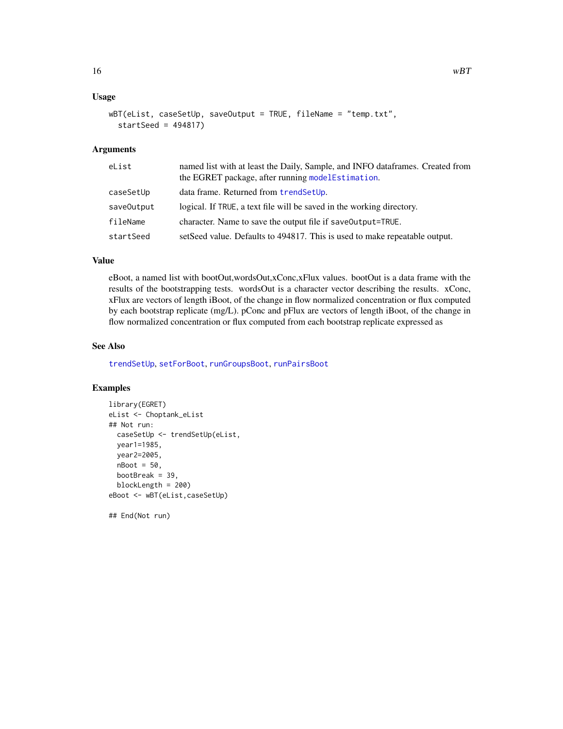## Usage

```
wBT(eList, caseSetUp, saveOutput = TRUE, fileName = "temp.txt",
  startSeed = 494817)
```

## Arguments

| | |
|---|---|
| eList | named list with at least the Daily, Sample, and INFO dataframes. Created from the EGRET package, after running modelEstimation. |
| caseSetUp | data frame. Returned from trendSetUp. |
| saveOutput | logical. If TRUE, a text file will be saved in the working directory. |
| fileName | character. Name to save the output file if saveOutput=TRUE. |
| startSeed | setSeed value. Defaults to 494817. This is used to make repeatable output. |

## Value

eBoot, a named list with bootOut,wordsOut,xConc,xFlux values. bootOut is a data frame with the results of the bootstrapping tests. wordsOut is a character vector describing the results. xConc, xFlux are vectors of length iBoot, of the change in flow normalized concentration or flux computed by each bootstrap replicate (mg/L). pConc and pFlux are vectors of length iBoot, of the change in flow normalized concentration or flux computed from each bootstrap replicate expressed as

## See Also

trendSetUp, setForBoot, runGroupsBoot, runPairsBoot

## Examples

```
library(EGRET)
eList <- Choptank_eList
## Not run:
  caseSetUp <- trendSetUp(eList,
  year1=1985,
  year2=2005,
  nBoot = 50,
  bootBreak = 39,
  blockLength = 200)
eBoot <- wBT(eList,caseSetUp)

## End(Not run)
```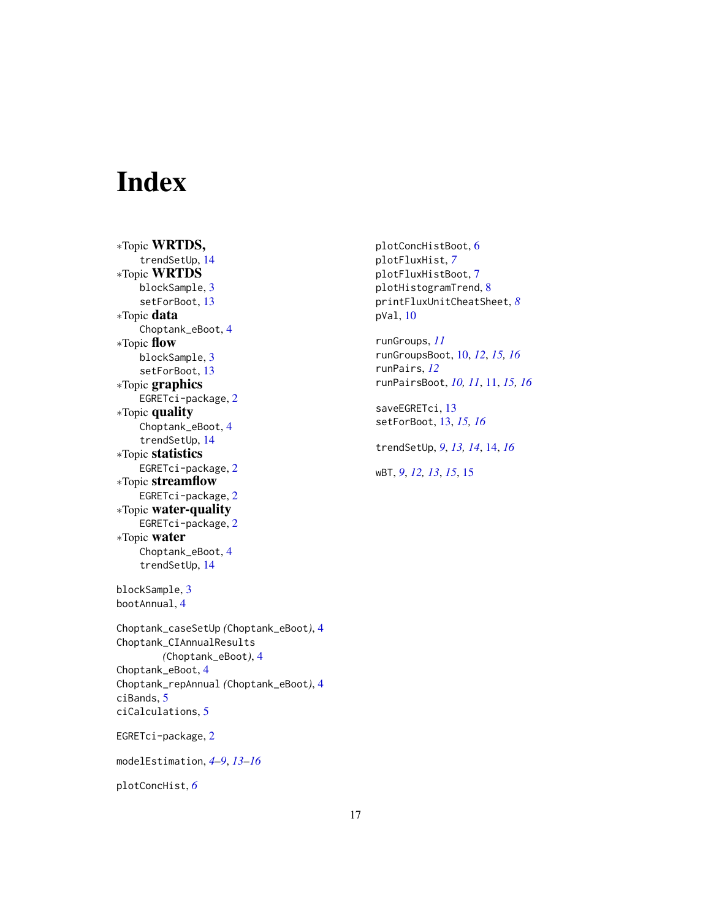# Index

*Topic **WRTDS,**
  trendSetUp, 14
*Topic **WRTDS**
  blockSample, 3
  setForBoot, 13
*Topic **data**
  Choptank_eBoot, 4
*Topic **flow**
  blockSample, 3
  setForBoot, 13
*Topic **graphics**
  EGRETci-package, 2
*Topic **quality**
  Choptank_eBoot, 4
  trendSetUp, 14
*Topic **statistics**
  EGRETci-package, 2
*Topic **streamflow**
  EGRETci-package, 2
*Topic **water-quality**
  EGRETci-package, 2
*Topic **water**
  Choptank_eBoot, 4
  trendSetUp, 14

blockSample, 3
bootAnnual, 4

Choptank_caseSetUp *(*Choptank_eBoot*)*, 4
Choptank_CIAnnualResults *(*Choptank_eBoot*)*, 4
Choptank_eBoot, 4
Choptank_repAnnual *(*Choptank_eBoot*)*, 4
ciBands, 5
ciCalculations, 5

EGRETci-package, 2

modelEstimation, *4–9*, *13–16*

plotConcHist, *6*
plotConcHistBoot, 6
plotFluxHist, *7*
plotFluxHistBoot, 7
plotHistogramTrend, 8
printFluxUnitCheatSheet, *8*
pVal, 10

runGroups, *11*
runGroupsBoot, 10, *12*, *15*, *16*
runPairs, *12*
runPairsBoot, *10*, *11*, 11, *15*, *16*

saveEGRETci, 13
setForBoot, 13, *15*, *16*

trendSetUp, *9*, *13*, *14*, 14, *16*

wBT, *9*, *12*, *13*, *15*, 15